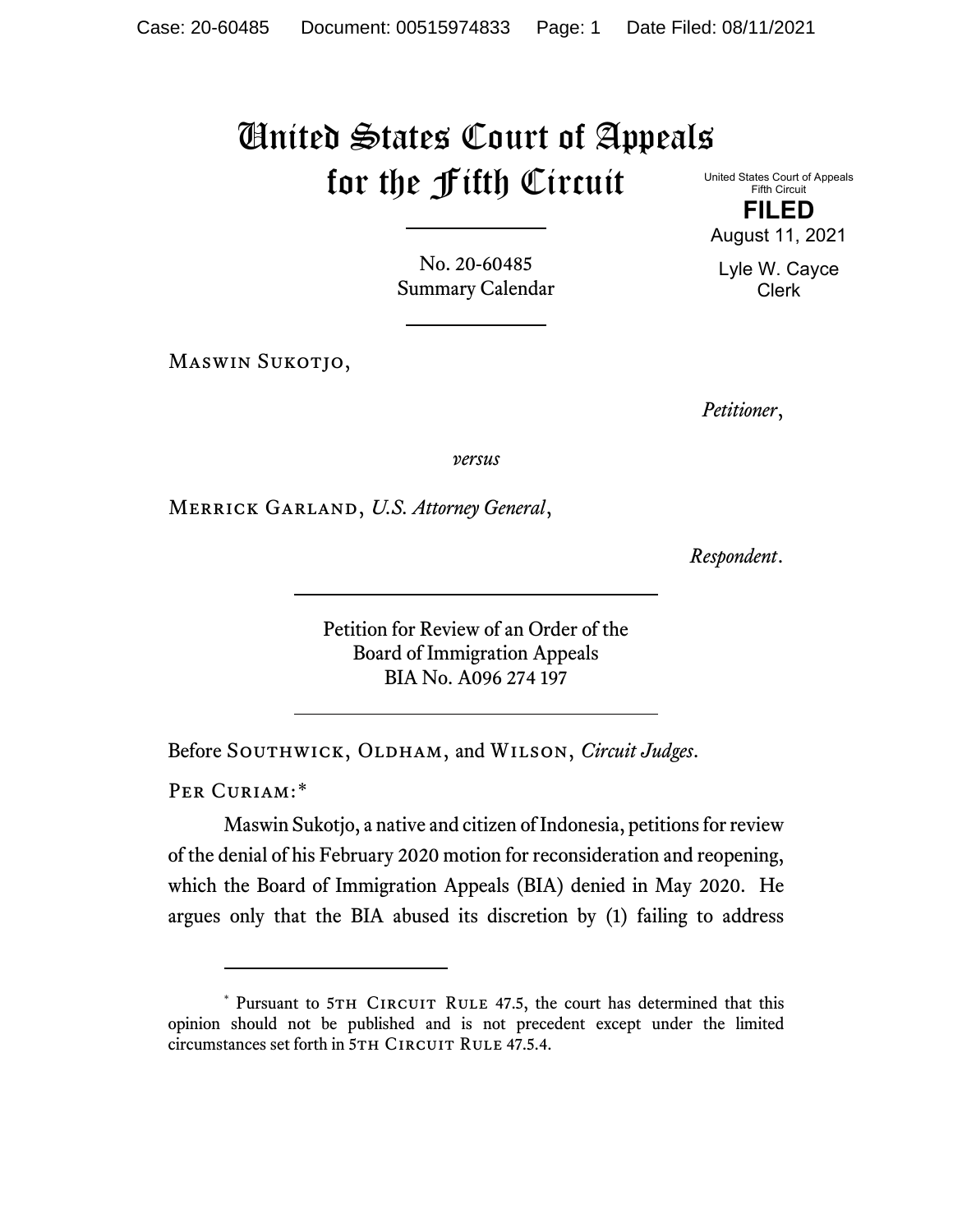# United States Court of Appeals for the Fifth Circuit

United States Court of Appeals
Fifth Circuit

**FILED**

August 11, 2021

Lyle W. Cayce
Clerk

No. 20-60485
Summary Calendar

Maswin Sukotjo,

*Petitioner*,

*versus*

Merrick Garland, *U.S. Attorney General*,

*Respondent*.

Petition for Review of an Order of the
Board of Immigration Appeals
BIA No. A096 274 197

Before Southwick, Oldham, and Wilson, *Circuit Judges*.

Per Curiam:*

Maswin Sukotjo, a native and citizen of Indonesia, petitions for review of the denial of his February 2020 motion for reconsideration and reopening, which the Board of Immigration Appeals (BIA) denied in May 2020. He argues only that the BIA abused its discretion by (1) failing to address

---

* Pursuant to 5th Circuit Rule 47.5, the court has determined that this opinion should not be published and is not precedent except under the limited circumstances set forth in 5th Circuit Rule 47.5.4.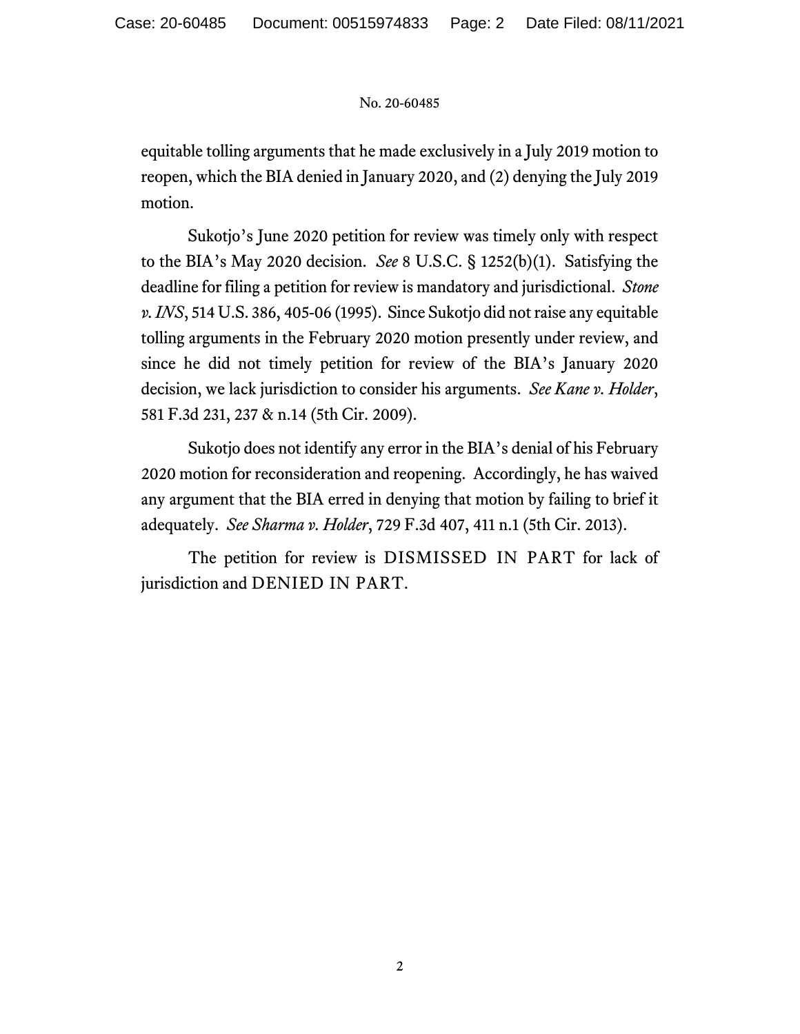equitable tolling arguments that he made exclusively in a July 2019 motion to reopen, which the BIA denied in January 2020, and (2) denying the July 2019 motion.

Sukotjo's June 2020 petition for review was timely only with respect to the BIA's May 2020 decision. *See* 8 U.S.C. § 1252(b)(1). Satisfying the deadline for filing a petition for review is mandatory and jurisdictional. *Stone v. INS*, 514 U.S. 386, 405-06 (1995). Since Sukotjo did not raise any equitable tolling arguments in the February 2020 motion presently under review, and since he did not timely petition for review of the BIA's January 2020 decision, we lack jurisdiction to consider his arguments. *See Kane v. Holder*, 581 F.3d 231, 237 & n.14 (5th Cir. 2009).

Sukotjo does not identify any error in the BIA's denial of his February 2020 motion for reconsideration and reopening. Accordingly, he has waived any argument that the BIA erred in denying that motion by failing to brief it adequately. *See Sharma v. Holder*, 729 F.3d 407, 411 n.1 (5th Cir. 2013).

The petition for review is DISMISSED IN PART for lack of jurisdiction and DENIED IN PART.